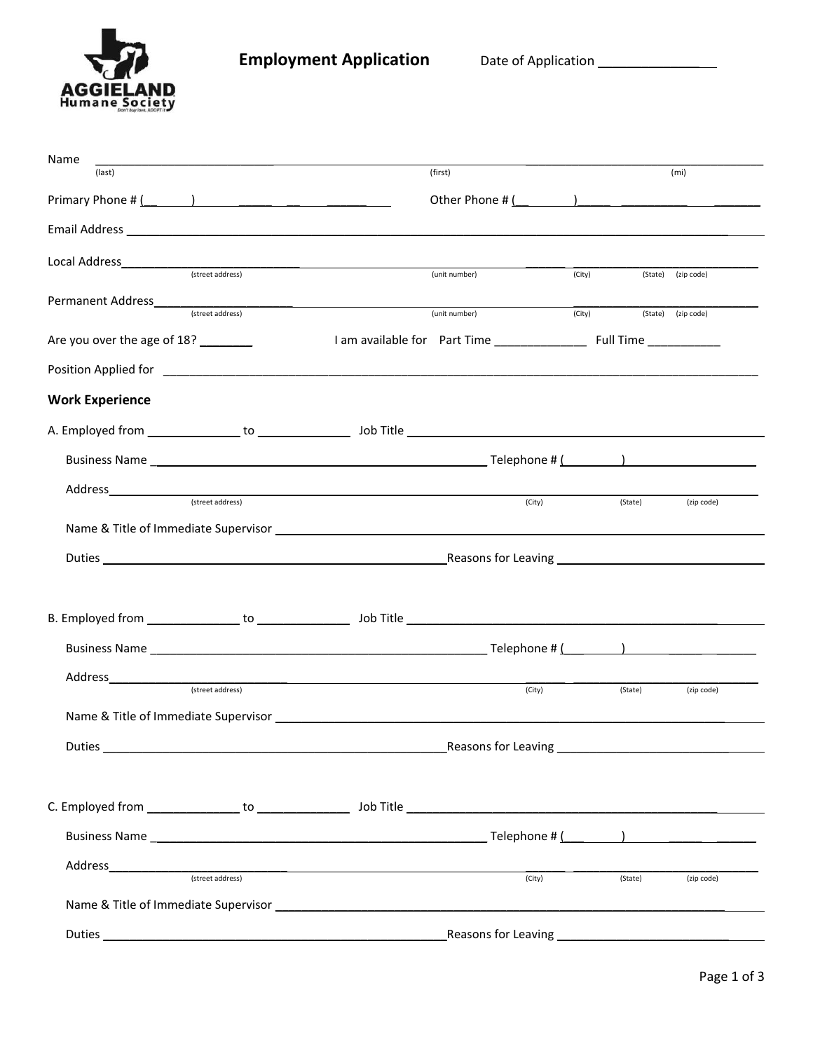# Employment Application

Date of Application ________________

Name ______________________________________________________________________________
(last) (first) (mi)

Primary Phone # (____) ______________ Other Phone # (____) ______________

Email Address ______________________________________________________________________

Local Address ______________________________________________________________________
(street address) (unit number) (City) (State) (zip code)

Permanent Address __________________________________________________________________
(street address) (unit number) (City) (State) (zip code)

Are you over the age of 18? ________ I am available for Part Time ______________ Full Time ___________

Position Applied for ________________________________________________________________

## Work Experience

A. Employed from ______________ to ______________ Job Title ______________________________

Business Name ______________________________________ Telephone # (________) ______________

Address ___________________________________________________________________________
(street address) (City) (State) (zip code)

Name & Title of Immediate Supervisor ________________________________________________

Duties ______________________________________ Reasons for Leaving ___________________________

B. Employed from ______________ to ______________ Job Title ______________________________

Business Name ______________________________________ Telephone # (________) ______________

Address ___________________________________________________________________________
(street address) (City) (State) (zip code)

Name & Title of Immediate Supervisor ________________________________________________

Duties ______________________________________ Reasons for Leaving ___________________________

C. Employed from ______________ to ______________ Job Title ______________________________

Business Name ______________________________________ Telephone # (________) ______________

Address ___________________________________________________________________________
(street address) (City) (State) (zip code)

Name & Title of Immediate Supervisor ________________________________________________

Duties ______________________________________ Reasons for Leaving ___________________________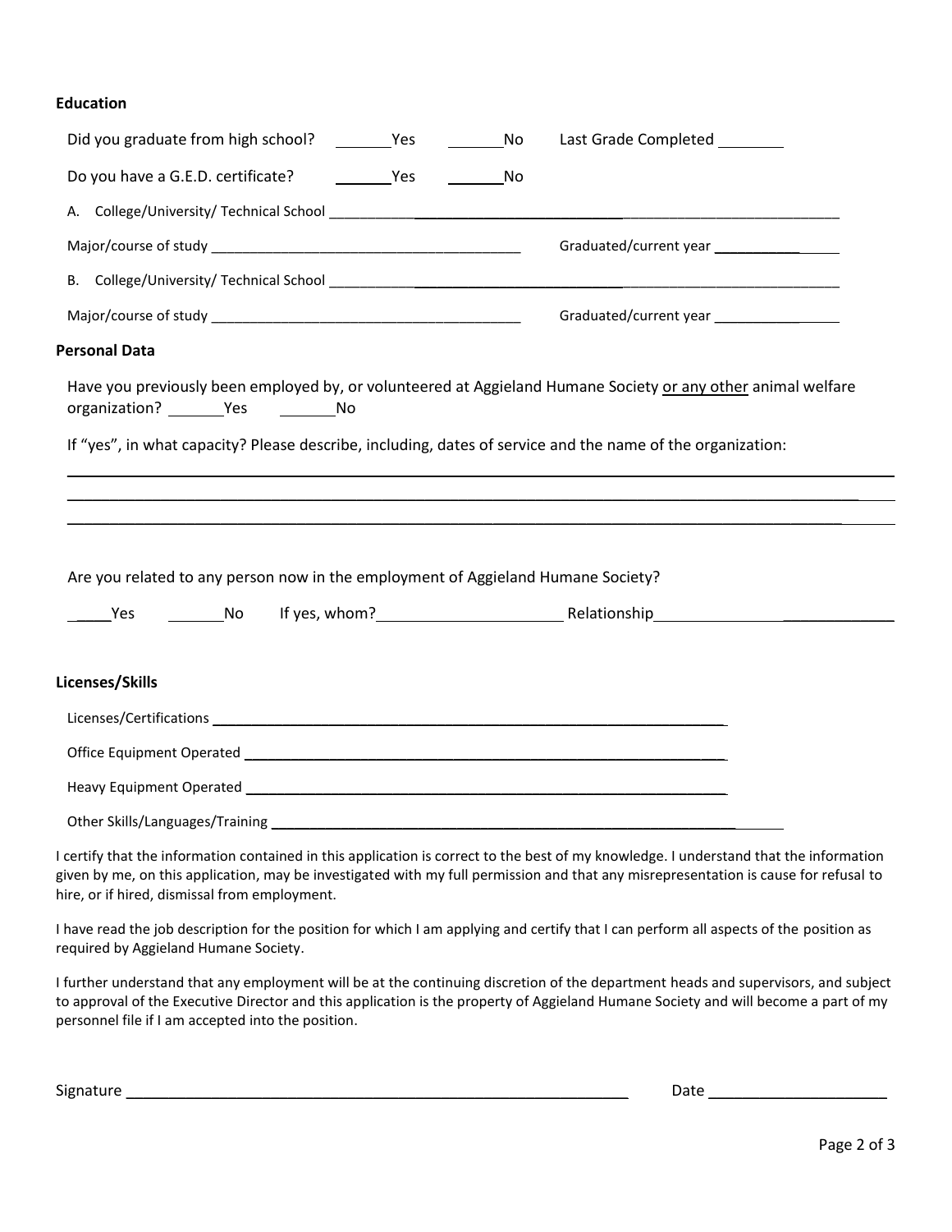**Education**

Did you graduate from high school? _______Yes _______No Last Grade Completed ________

Do you have a G.E.D. certificate? _______Yes _______No

A. College/University/ Technical School ____________________________________________

Major/course of study ________________________________________ Graduated/current year ________________

B. College/University/ Technical School ____________________________________________

Major/course of study ________________________________________ Graduated/current year ________________

**Personal Data**

Have you previously been employed by, or volunteered at Aggieland Humane Society or any other animal welfare organization? _______Yes _______No

If "yes", in what capacity? Please describe, including, dates of service and the name of the organization:

______________________________________________________________________________

______________________________________________________________________________

______________________________________________________________________________

Are you related to any person now in the employment of Aggieland Humane Society?

_____Yes _______No If yes, whom?______________________ Relationship___________________________

**Licenses/Skills**

Licenses/Certifications ______________________________________________________________

Office Equipment Operated ___________________________________________________________

Heavy Equipment Operated ___________________________________________________________

Other Skills/Languages/Training _______________________________________________________

I certify that the information contained in this application is correct to the best of my knowledge. I understand that the information given by me, on this application, may be investigated with my full permission and that any misrepresentation is cause for refusal to hire, or if hired, dismissal from employment.

I have read the job description for the position for which I am applying and certify that I can perform all aspects of the position as required by Aggieland Humane Society.

I further understand that any employment will be at the continuing discretion of the department heads and supervisors, and subject to approval of the Executive Director and this application is the property of Aggieland Humane Society and will become a part of my personnel file if I am accepted into the position.

Signature ________________________________________________________ Date ____________________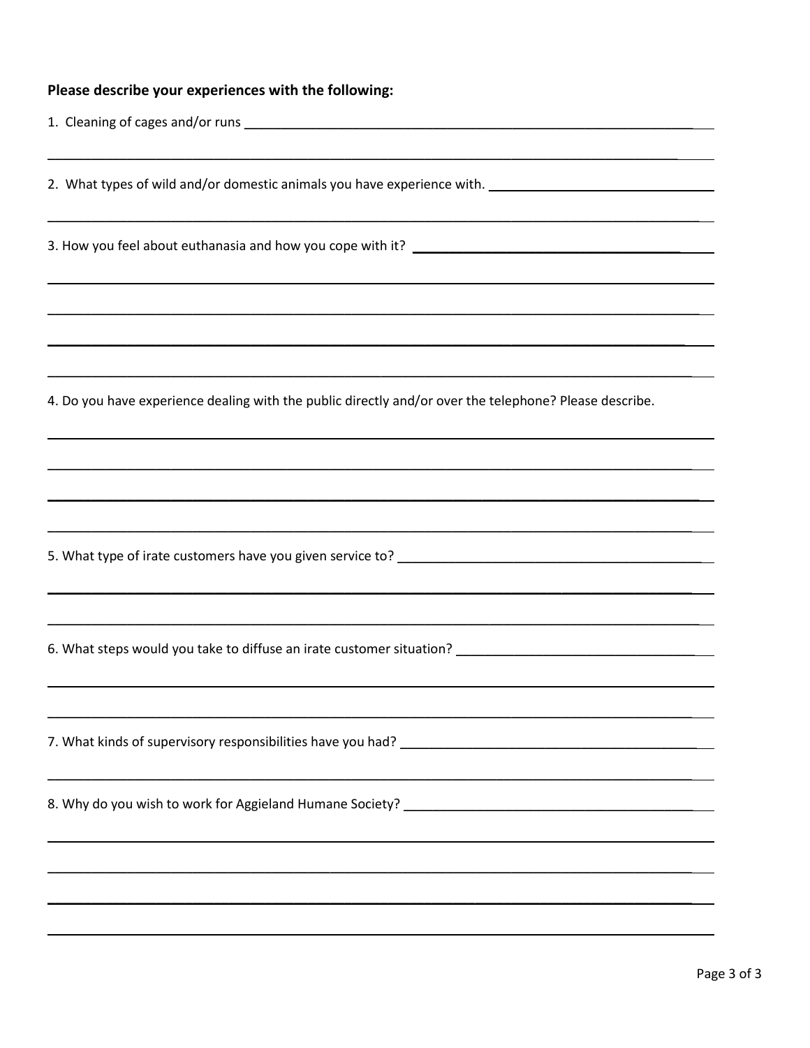**Please describe your experiences with the following:**

1. Cleaning of cages and/or runs

2. What types of wild and/or domestic animals you have experience with.

3. How you feel about euthanasia and how you cope with it?

4. Do you have experience dealing with the public directly and/or over the telephone? Please describe.

5. What type of irate customers have you given service to?

6. What steps would you take to diffuse an irate customer situation?

7. What kinds of supervisory responsibilities have you had?

8. Why do you wish to work for Aggieland Humane Society?